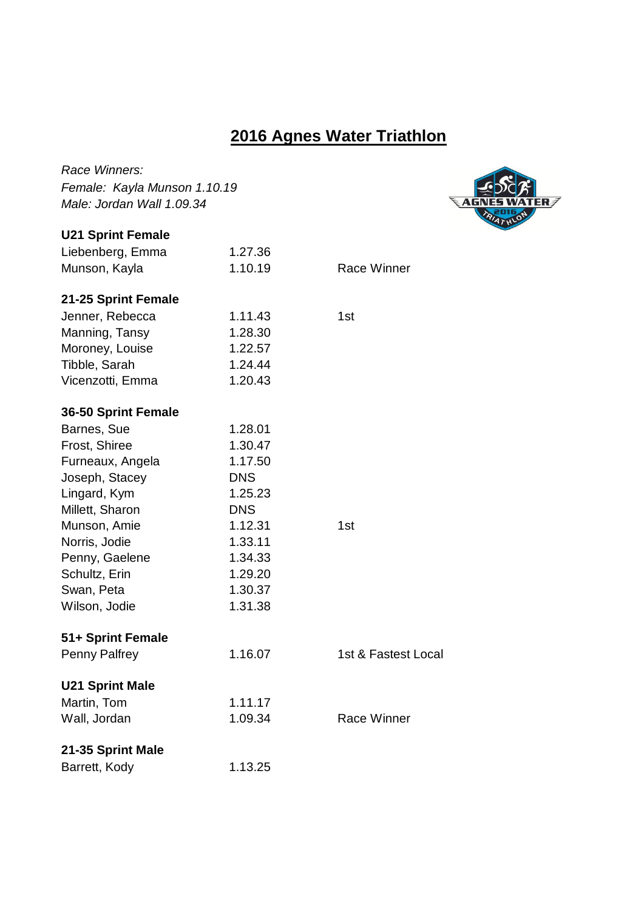# 2016 Agnes Water Triathlon

*Race Winners:*
*Female: Kayla Munson 1.10.19*
*Male: Jordan Wall 1.09.34*

**U21 Sprint Female**

| | | |
|---|---|---|
| Liebenberg, Emma | 1.27.36 | |
| Munson, Kayla | 1.10.19 | Race Winner |

**21-25 Sprint Female**

| | | |
|---|---|---|
| Jenner, Rebecca | 1.11.43 | 1st |
| Manning, Tansy | 1.28.30 | |
| Moroney, Louise | 1.22.57 | |
| Tibble, Sarah | 1.24.44 | |
| Vicenzotti, Emma | 1.20.43 | |

**36-50 Sprint Female**

| | | |
|---|---|---|
| Barnes, Sue | 1.28.01 | |
| Frost, Shiree | 1.30.47 | |
| Furneaux, Angela | 1.17.50 | |
| Joseph, Stacey | DNS | |
| Lingard, Kym | 1.25.23 | |
| Millett, Sharon | DNS | |
| Munson, Amie | 1.12.31 | 1st |
| Norris, Jodie | 1.33.11 | |
| Penny, Gaelene | 1.34.33 | |
| Schultz, Erin | 1.29.20 | |
| Swan, Peta | 1.30.37 | |
| Wilson, Jodie | 1.31.38 | |

**51+ Sprint Female**

| | | |
|---|---|---|
| Penny Palfrey | 1.16.07 | 1st & Fastest Local |

**U21 Sprint Male**

| | | |
|---|---|---|
| Martin, Tom | 1.11.17 | |
| Wall, Jordan | 1.09.34 | Race Winner |

**21-35 Sprint Male**

| | | |
|---|---|---|
| Barrett, Kody | 1.13.25 | |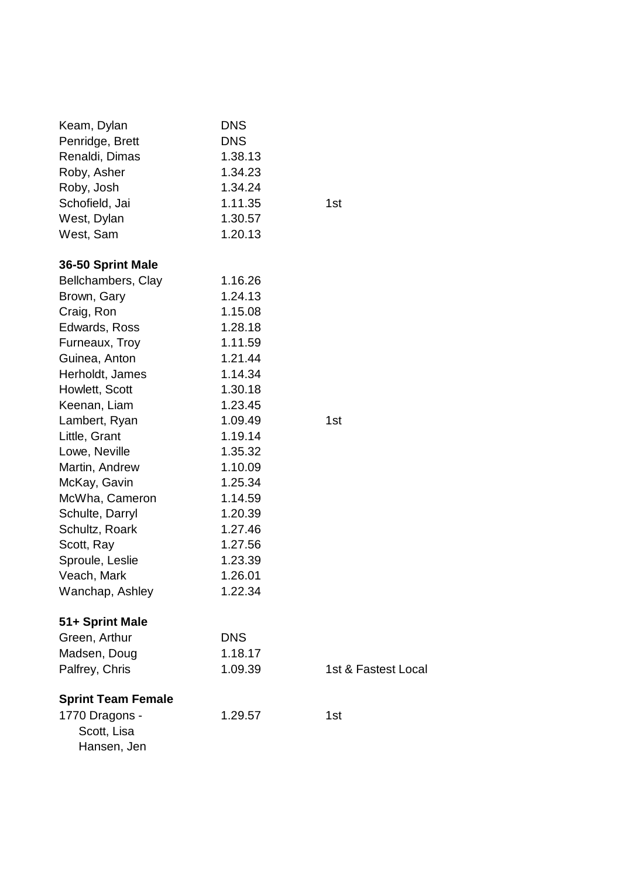| | | |
|---|---|---|
| Keam, Dylan | DNS | |
| Penridge, Brett | DNS | |
| Renaldi, Dimas | 1.38.13 | |
| Roby, Asher | 1.34.23 | |
| Roby, Josh | 1.34.24 | |
| Schofield, Jai | 1.11.35 | 1st |
| West, Dylan | 1.30.57 | |
| West, Sam | 1.20.13 | |

**36-50 Sprint Male**

| | | |
|---|---|---|
| Bellchambers, Clay | 1.16.26 | |
| Brown, Gary | 1.24.13 | |
| Craig, Ron | 1.15.08 | |
| Edwards, Ross | 1.28.18 | |
| Furneaux, Troy | 1.11.59 | |
| Guinea, Anton | 1.21.44 | |
| Herholdt, James | 1.14.34 | |
| Howlett, Scott | 1.30.18 | |
| Keenan, Liam | 1.23.45 | |
| Lambert, Ryan | 1.09.49 | 1st |
| Little, Grant | 1.19.14 | |
| Lowe, Neville | 1.35.32 | |
| Martin, Andrew | 1.10.09 | |
| McKay, Gavin | 1.25.34 | |
| McWha, Cameron | 1.14.59 | |
| Schulte, Darryl | 1.20.39 | |
| Schultz, Roark | 1.27.46 | |
| Scott, Ray | 1.27.56 | |
| Sproule, Leslie | 1.23.39 | |
| Veach, Mark | 1.26.01 | |
| Wanchap, Ashley | 1.22.34 | |

**51+ Sprint Male**

| | | |
|---|---|---|
| Green, Arthur | DNS | |
| Madsen, Doug | 1.18.17 | |
| Palfrey, Chris | 1.09.39 | 1st & Fastest Local |

**Sprint Team Female**

| | | |
|---|---|---|
| 1770 Dragons - Scott, Lisa; Hansen, Jen | 1.29.57 | 1st |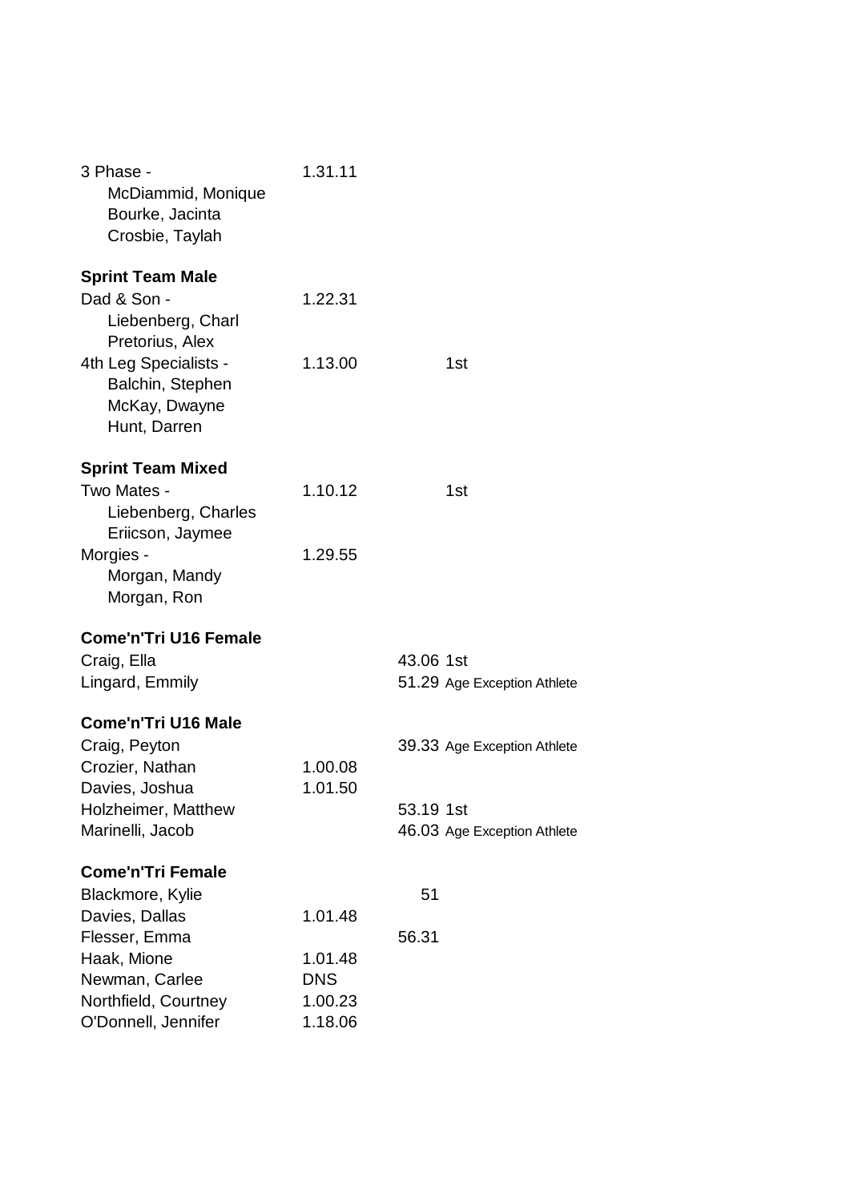3 Phase - 1.31.11
McDiammid, Monique
Bourke, Jacinta
Crosbie, Taylah

**Sprint Team Male**

Dad & Son - 1.22.31
Liebenberg, Charl
Pretorius, Alex

4th Leg Specialists - 1.13.00 1st
Balchin, Stephen
McKay, Dwayne
Hunt, Darren

**Sprint Team Mixed**

Two Mates - 1.10.12 1st
Liebenberg, Charles
Eriicson, Jaymee

Morgies - 1.29.55
Morgan, Mandy
Morgan, Ron

**Come'n'Tri U16 Female**

| | | | |
|---|---|---|---|
| Craig, Ella | | 43.06 | 1st |
| Lingard, Emmily | | 51.29 | Age Exception Athlete |

**Come'n'Tri U16 Male**

| | | | |
|---|---|---|---|
| Craig, Peyton | | 39.33 | Age Exception Athlete |
| Crozier, Nathan | 1.00.08 | | |
| Davies, Joshua | 1.01.50 | | |
| Holzheimer, Matthew | | 53.19 | 1st |
| Marinelli, Jacob | | 46.03 | Age Exception Athlete |

**Come'n'Tri Female**

| | | |
|---|---|---|
| Blackmore, Kylie | | 51 |
| Davies, Dallas | 1.01.48 | |
| Flesser, Emma | | 56.31 |
| Haak, Mione | 1.01.48 | |
| Newman, Carlee | DNS | |
| Northfield, Courtney | 1.00.23 | |
| O'Donnell, Jennifer | 1.18.06 | |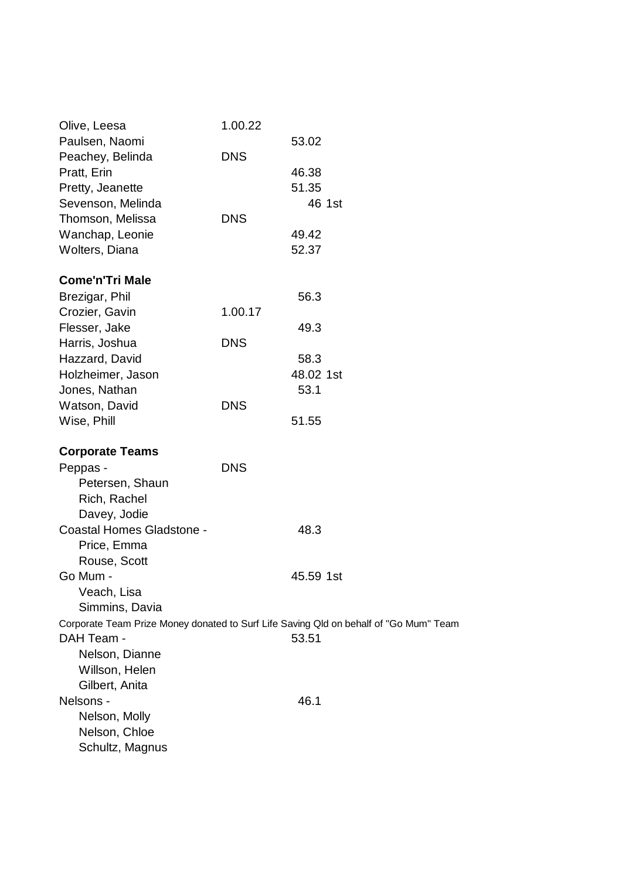| | | | |
|---|---|---|---|
| Olive, Leesa | 1.00.22 | | |
| Paulsen, Naomi | | 53.02 | |
| Peachey, Belinda | DNS | | |
| Pratt, Erin | | 46.38 | |
| Pretty, Jeanette | | 51.35 | |
| Sevenson, Melinda | | 46 | 1st |
| Thomson, Melissa | DNS | | |
| Wanchap, Leonie | | 49.42 | |
| Wolters, Diana | | 52.37 | |

**Come'n'Tri Male**

| | | | |
|---|---|---|---|
| Brezigar, Phil | | 56.3 | |
| Crozier, Gavin | 1.00.17 | | |
| Flesser, Jake | | 49.3 | |
| Harris, Joshua | DNS | | |
| Hazzard, David | | 58.3 | |
| Holzheimer, Jason | | 48.02 | 1st |
| Jones, Nathan | | 53.1 | |
| Watson, David | DNS | | |
| Wise, Phill | | 51.55 | |

**Corporate Teams**

| | | | |
|---|---|---|---|
| Peppas - | DNS | | |
| Petersen, Shaun | | | |
| Rich, Rachel | | | |
| Davey, Jodie | | | |
| Coastal Homes Gladstone - | | 48.3 | |
| Price, Emma | | | |
| Rouse, Scott | | | |
| Go Mum - | | 45.59 | 1st |
| Veach, Lisa | | | |
| Simmins, Davia | | | |

Corporate Team Prize Money donated to Surf Life Saving Qld on behalf of "Go Mum" Team

| | | | |
|---|---|---|---|
| DAH Team - | | 53.51 | |
| Nelson, Dianne | | | |
| Willson, Helen | | | |
| Gilbert, Anita | | | |
| Nelsons - | | 46.1 | |
| Nelson, Molly | | | |
| Nelson, Chloe | | | |
| Schultz, Magnus | | | |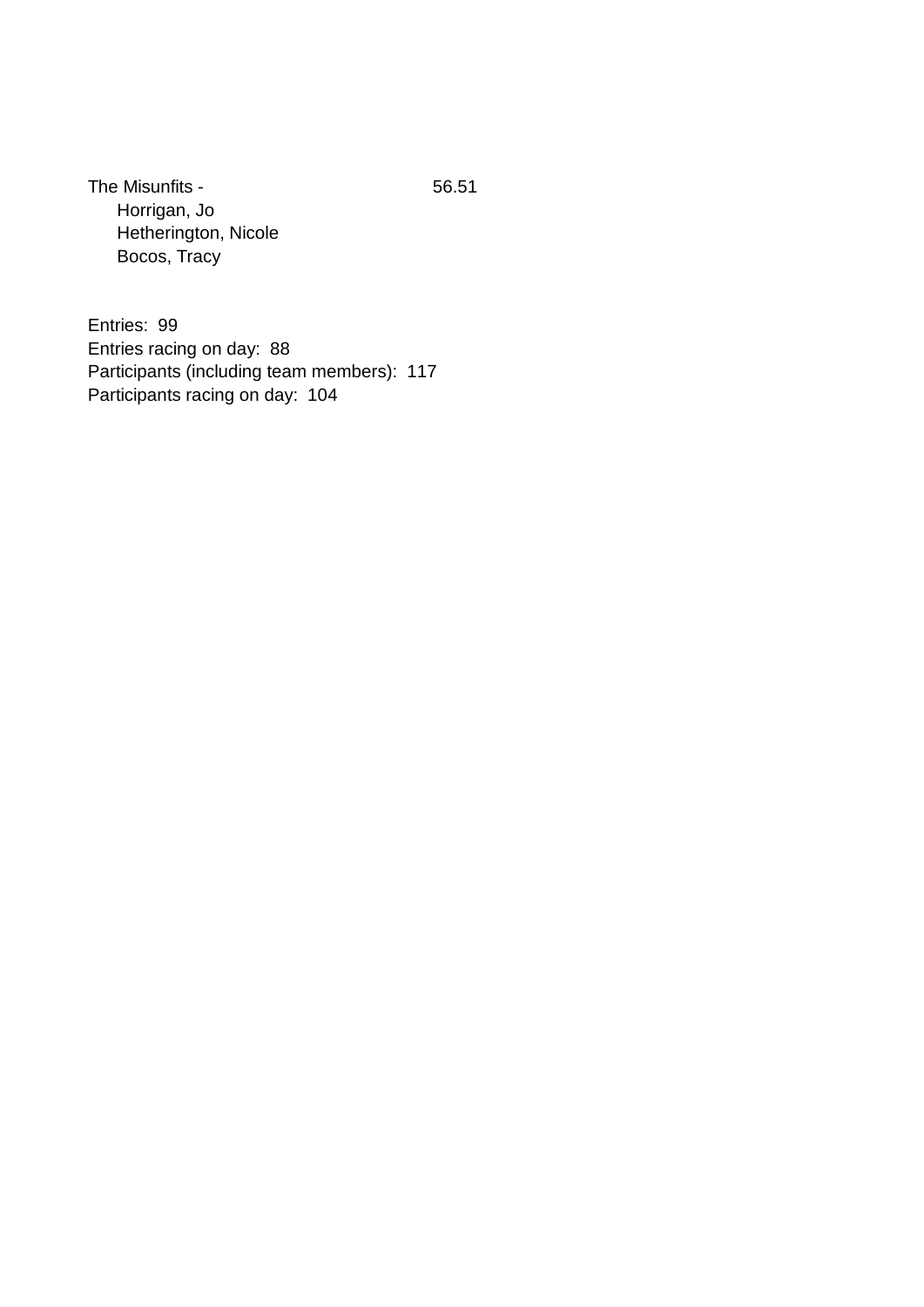The Misunfits - 56.51

Horrigan, Jo
Hetherington, Nicole
Bocos, Tracy

Entries: 99
Entries racing on day: 88
Participants (including team members): 117
Participants racing on day: 104